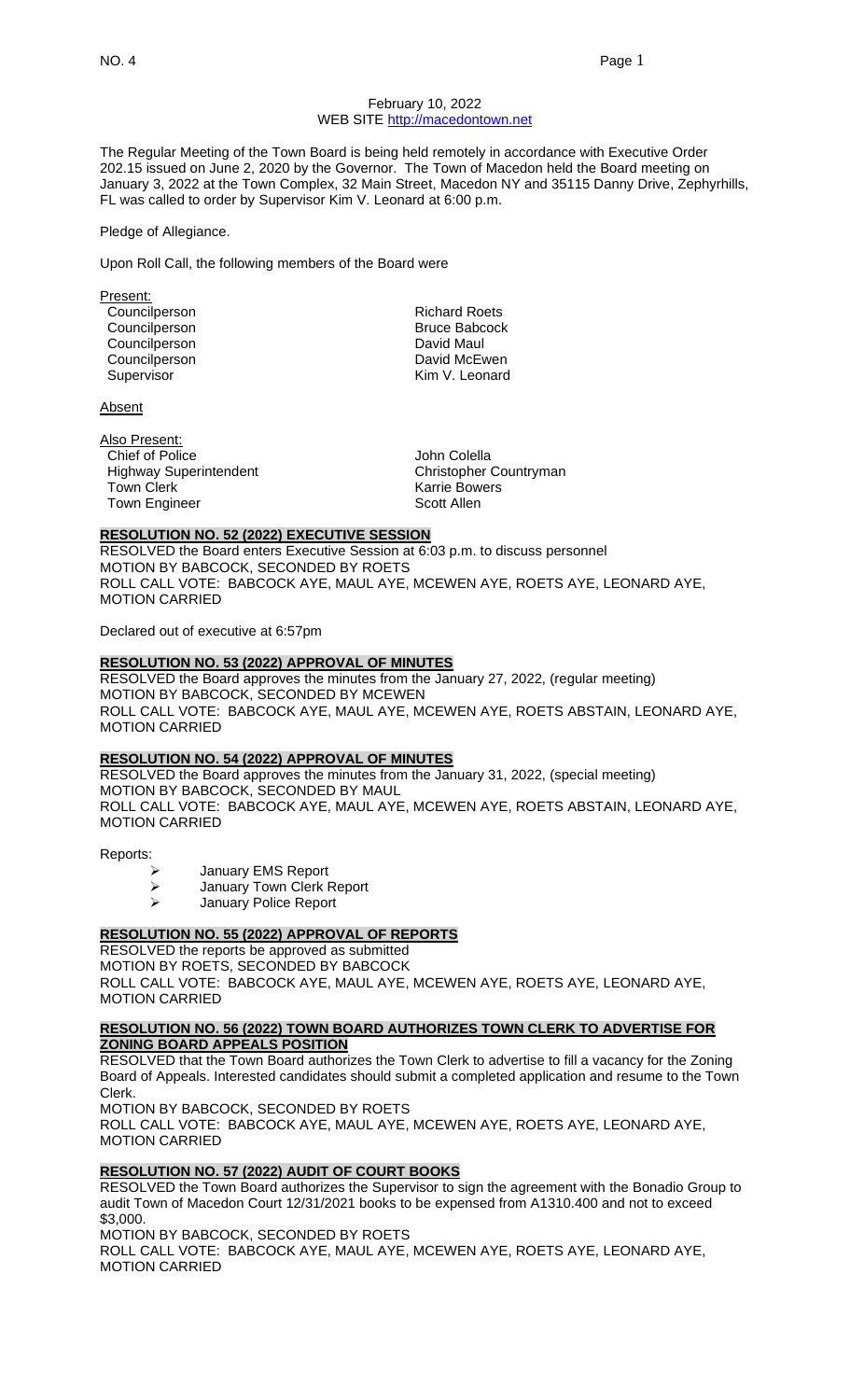February 10, 2022
WEB SITE http://macedontown.net

The Regular Meeting of the Town Board is being held remotely in accordance with Executive Order 202.15 issued on June 2, 2020 by the Governor. The Town of Macedon held the Board meeting on January 3, 2022 at the Town Complex, 32 Main Street, Macedon NY and 35115 Danny Drive, Zephyrhills, FL was called to order by Supervisor Kim V. Leonard at 6:00 p.m.

Pledge of Allegiance.

Upon Roll Call, the following members of the Board were

Present:

| | |
|---|---|
| Councilperson | Richard Roets |
| Councilperson | Bruce Babcock |
| Councilperson | David Maul |
| Councilperson | David McEwen |
| Supervisor | Kim V. Leonard |

Absent

Also Present:

| | |
|---|---|
| Chief of Police | John Colella |
| Highway Superintendent | Christopher Countryman |
| Town Clerk | Karrie Bowers |
| Town Engineer | Scott Allen |

**RESOLUTION NO. 52 (2022) EXECUTIVE SESSION**

RESOLVED the Board enters Executive Session at 6:03 p.m. to discuss personnel
MOTION BY BABCOCK, SECONDED BY ROETS
ROLL CALL VOTE: BABCOCK AYE, MAUL AYE, MCEWEN AYE, ROETS AYE, LEONARD AYE, MOTION CARRIED

Declared out of executive at 6:57pm

**RESOLUTION NO. 53 (2022) APPROVAL OF MINUTES**

RESOLVED the Board approves the minutes from the January 27, 2022, (regular meeting)
MOTION BY BABCOCK, SECONDED BY MCEWEN
ROLL CALL VOTE: BABCOCK AYE, MAUL AYE, MCEWEN AYE, ROETS ABSTAIN, LEONARD AYE, MOTION CARRIED

**RESOLUTION NO. 54 (2022) APPROVAL OF MINUTES**

RESOLVED the Board approves the minutes from the January 31, 2022, (special meeting)
MOTION BY BABCOCK, SECONDED BY MAUL
ROLL CALL VOTE: BABCOCK AYE, MAUL AYE, MCEWEN AYE, ROETS ABSTAIN, LEONARD AYE, MOTION CARRIED

Reports:

- January EMS Report
- January Town Clerk Report
- January Police Report

**RESOLUTION NO. 55 (2022) APPROVAL OF REPORTS**

RESOLVED the reports be approved as submitted
MOTION BY ROETS, SECONDED BY BABCOCK
ROLL CALL VOTE: BABCOCK AYE, MAUL AYE, MCEWEN AYE, ROETS AYE, LEONARD AYE, MOTION CARRIED

**RESOLUTION NO. 56 (2022) TOWN BOARD AUTHORIZES TOWN CLERK TO ADVERTISE FOR ZONING BOARD APPEALS POSITION**

RESOLVED that the Town Board authorizes the Town Clerk to advertise to fill a vacancy for the Zoning Board of Appeals. Interested candidates should submit a completed application and resume to the Town Clerk.
MOTION BY BABCOCK, SECONDED BY ROETS
ROLL CALL VOTE: BABCOCK AYE, MAUL AYE, MCEWEN AYE, ROETS AYE, LEONARD AYE, MOTION CARRIED

**RESOLUTION NO. 57 (2022) AUDIT OF COURT BOOKS**

RESOLVED the Town Board authorizes the Supervisor to sign the agreement with the Bonadio Group to audit Town of Macedon Court 12/31/2021 books to be expensed from A1310.400 and not to exceed $3,000.
MOTION BY BABCOCK, SECONDED BY ROETS
ROLL CALL VOTE: BABCOCK AYE, MAUL AYE, MCEWEN AYE, ROETS AYE, LEONARD AYE, MOTION CARRIED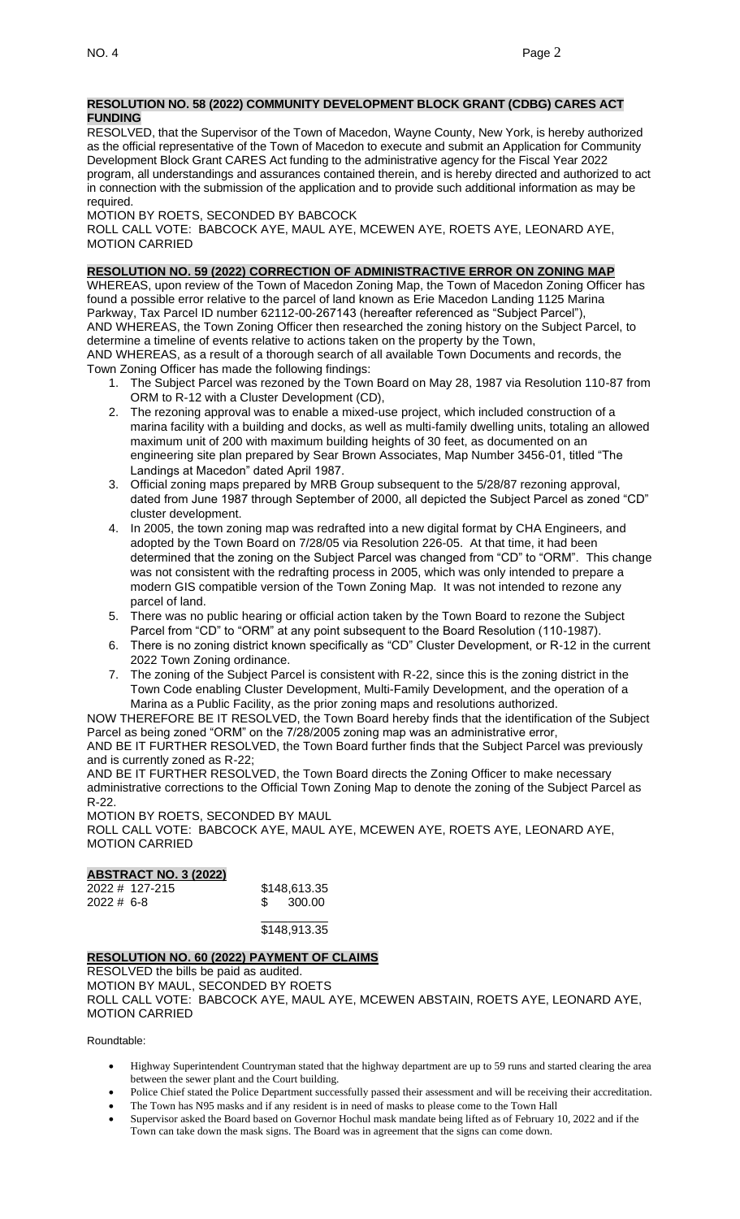**RESOLUTION NO. 58 (2022) COMMUNITY DEVELOPMENT BLOCK GRANT (CDBG) CARES ACT FUNDING**

RESOLVED, that the Supervisor of the Town of Macedon, Wayne County, New York, is hereby authorized as the official representative of the Town of Macedon to execute and submit an Application for Community Development Block Grant CARES Act funding to the administrative agency for the Fiscal Year 2022 program, all understandings and assurances contained therein, and is hereby directed and authorized to act in connection with the submission of the application and to provide such additional information as may be required.

MOTION BY ROETS, SECONDED BY BABCOCK

ROLL CALL VOTE: BABCOCK AYE, MAUL AYE, MCEWEN AYE, ROETS AYE, LEONARD AYE, MOTION CARRIED

**RESOLUTION NO. 59 (2022) CORRECTION OF ADMINISTRACTIVE ERROR ON ZONING MAP**

WHEREAS, upon review of the Town of Macedon Zoning Map, the Town of Macedon Zoning Officer has found a possible error relative to the parcel of land known as Erie Macedon Landing 1125 Marina Parkway, Tax Parcel ID number 62112-00-267143 (hereafter referenced as "Subject Parcel"),

AND WHEREAS, the Town Zoning Officer then researched the zoning history on the Subject Parcel, to determine a timeline of events relative to actions taken on the property by the Town,

AND WHEREAS, as a result of a thorough search of all available Town Documents and records, the Town Zoning Officer has made the following findings:

1. The Subject Parcel was rezoned by the Town Board on May 28, 1987 via Resolution 110-87 from ORM to R-12 with a Cluster Development (CD),
2. The rezoning approval was to enable a mixed-use project, which included construction of a marina facility with a building and docks, as well as multi-family dwelling units, totaling an allowed maximum unit of 200 with maximum building heights of 30 feet, as documented on an engineering site plan prepared by Sear Brown Associates, Map Number 3456-01, titled "The Landings at Macedon" dated April 1987.
3. Official zoning maps prepared by MRB Group subsequent to the 5/28/87 rezoning approval, dated from June 1987 through September of 2000, all depicted the Subject Parcel as zoned "CD" cluster development.
4. In 2005, the town zoning map was redrafted into a new digital format by CHA Engineers, and adopted by the Town Board on 7/28/05 via Resolution 226-05. At that time, it had been determined that the zoning on the Subject Parcel was changed from "CD" to "ORM". This change was not consistent with the redrafting process in 2005, which was only intended to prepare a modern GIS compatible version of the Town Zoning Map. It was not intended to rezone any parcel of land.
5. There was no public hearing or official action taken by the Town Board to rezone the Subject Parcel from "CD" to "ORM" at any point subsequent to the Board Resolution (110-1987).
6. There is no zoning district known specifically as "CD" Cluster Development, or R-12 in the current 2022 Town Zoning ordinance.
7. The zoning of the Subject Parcel is consistent with R-22, since this is the zoning district in the Town Code enabling Cluster Development, Multi-Family Development, and the operation of a Marina as a Public Facility, as the prior zoning maps and resolutions authorized.

NOW THEREFORE BE IT RESOLVED, the Town Board hereby finds that the identification of the Subject Parcel as being zoned "ORM" on the 7/28/2005 zoning map was an administrative error,

AND BE IT FURTHER RESOLVED, the Town Board further finds that the Subject Parcel was previously and is currently zoned as R-22;

AND BE IT FURTHER RESOLVED, the Town Board directs the Zoning Officer to make necessary administrative corrections to the Official Town Zoning Map to denote the zoning of the Subject Parcel as R-22.

MOTION BY ROETS, SECONDED BY MAUL

ROLL CALL VOTE: BABCOCK AYE, MAUL AYE, MCEWEN AYE, ROETS AYE, LEONARD AYE, MOTION CARRIED

**ABSTRACT NO. 3 (2022)**

| | |
|---|---|
| 2022 # 127-215 | $148,613.35 |
| 2022 # 6-8 | $ 300.00 |
| | $148,913.35 |

**RESOLUTION NO. 60 (2022) PAYMENT OF CLAIMS**

RESOLVED the bills be paid as audited.

MOTION BY MAUL, SECONDED BY ROETS

ROLL CALL VOTE: BABCOCK AYE, MAUL AYE, MCEWEN ABSTAIN, ROETS AYE, LEONARD AYE, MOTION CARRIED

Roundtable:

- Highway Superintendent Countryman stated that the highway department are up to 59 runs and started clearing the area between the sewer plant and the Court building.
- Police Chief stated the Police Department successfully passed their assessment and will be receiving their accreditation.
- The Town has N95 masks and if any resident is in need of masks to please come to the Town Hall
- Supervisor asked the Board based on Governor Hochul mask mandate being lifted as of February 10, 2022 and if the Town can take down the mask signs. The Board was in agreement that the signs can come down.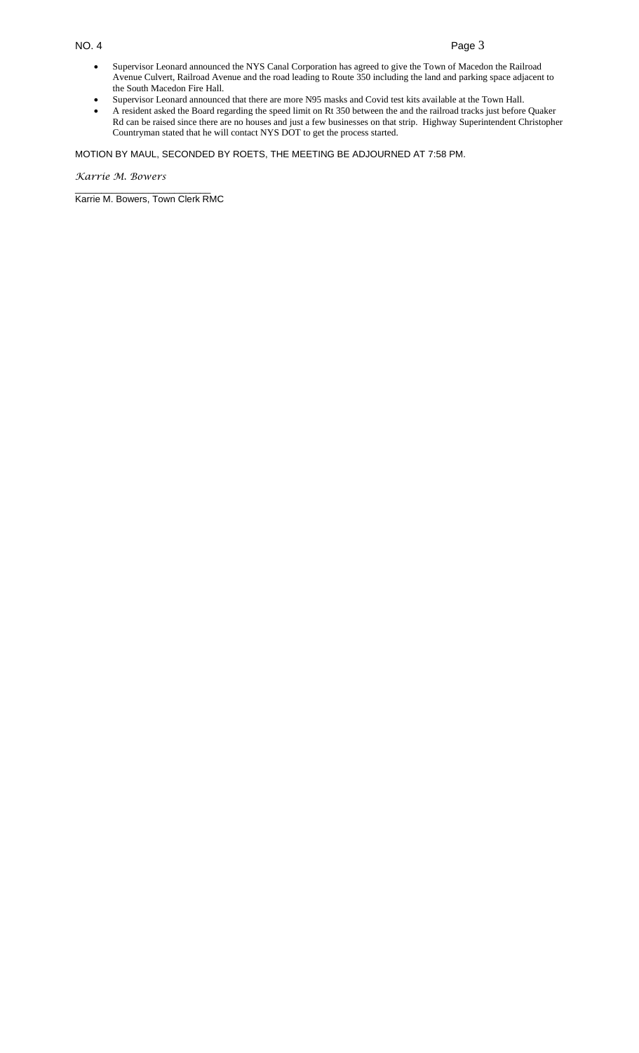- Supervisor Leonard announced the NYS Canal Corporation has agreed to give the Town of Macedon the Railroad Avenue Culvert, Railroad Avenue and the road leading to Route 350 including the land and parking space adjacent to the South Macedon Fire Hall.
- Supervisor Leonard announced that there are more N95 masks and Covid test kits available at the Town Hall.
- A resident asked the Board regarding the speed limit on Rt 350 between the and the railroad tracks just before Quaker Rd can be raised since there are no houses and just a few businesses on that strip. Highway Superintendent Christopher Countryman stated that he will contact NYS DOT to get the process started.

MOTION BY MAUL, SECONDED BY ROETS, THE MEETING BE ADJOURNED AT 7:58 PM.

*Karrie M. Bowers*

Karrie M. Bowers, Town Clerk RMC